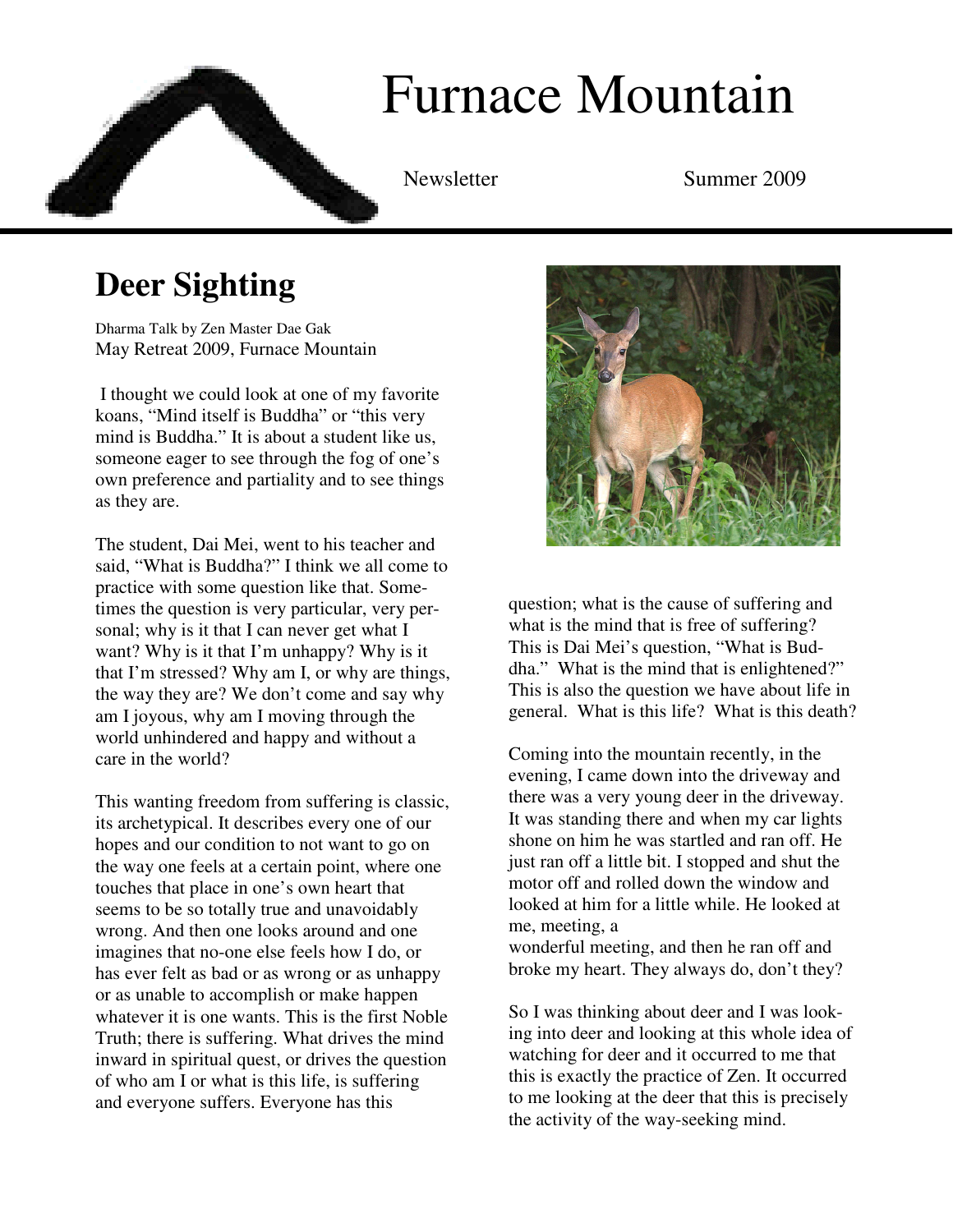# Furnace Mountain

Newsletter Summer 2009

## Deer Sighting

Dharma Talk by Zen Master Dae Gak
May Retreat 2009, Furnace Mountain

I thought we could look at one of my favorite koans, "Mind itself is Buddha" or "this very mind is Buddha." It is about a student like us, someone eager to see through the fog of one's own preference and partiality and to see things as they are.

The student, Dai Mei, went to his teacher and said, "What is Buddha?" I think we all come to practice with some question like that. Sometimes the question is very particular, very personal; why is it that I can never get what I want? Why is it that I'm unhappy? Why is it that I'm stressed? Why am I, or why are things, the way they are? We don't come and say why am I joyous, why am I moving through the world unhindered and happy and without a care in the world?

This wanting freedom from suffering is classic, its archetypical. It describes every one of our hopes and our condition to not want to go on the way one feels at a certain point, where one touches that place in one's own heart that seems to be so totally true and unavoidably wrong. And then one looks around and one imagines that no-one else feels how I do, or has ever felt as bad or as wrong or as unhappy or as unable to accomplish or make happen whatever it is one wants. This is the first Noble Truth; there is suffering. What drives the mind inward in spiritual quest, or drives the question of who am I or what is this life, is suffering and everyone suffers. Everyone has this question; what is the cause of suffering and what is the mind that is free of suffering? This is Dai Mei's question, "What is Buddha." What is the mind that is enlightened?" This is also the question we have about life in general. What is this life? What is this death?

Coming into the mountain recently, in the evening, I came down into the driveway and there was a very young deer in the driveway. It was standing there and when my car lights shone on him he was startled and ran off. He just ran off a little bit. I stopped and shut the motor off and rolled down the window and looked at him for a little while. He looked at me, meeting, a wonderful meeting, and then he ran off and broke my heart. They always do, don't they?

So I was thinking about deer and I was looking into deer and looking at this whole idea of watching for deer and it occurred to me that this is exactly the practice of Zen. It occurred to me looking at the deer that this is precisely the activity of the way-seeking mind.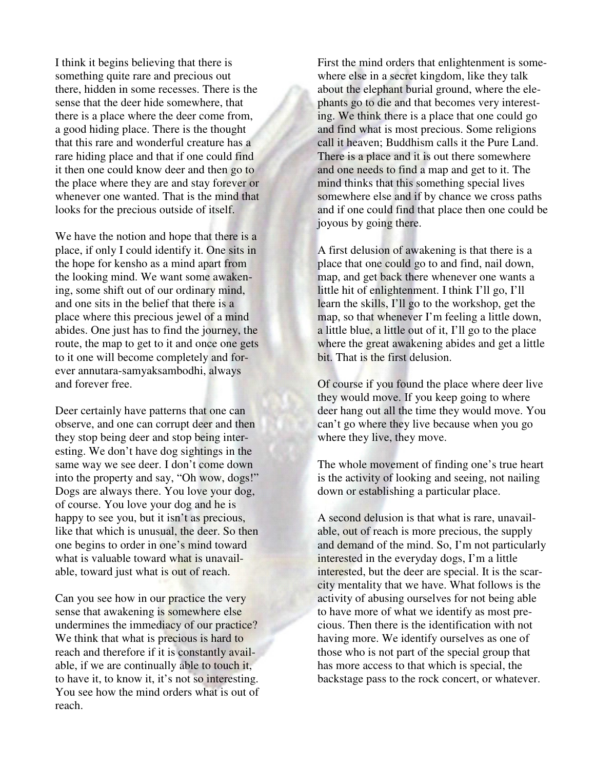I think it begins believing that there is something quite rare and precious out there, hidden in some recesses. There is the sense that the deer hide somewhere, that there is a place where the deer come from, a good hiding place. There is the thought that this rare and wonderful creature has a rare hiding place and that if one could find it then one could know deer and then go to the place where they are and stay forever or whenever one wanted. That is the mind that looks for the precious outside of itself.

We have the notion and hope that there is a place, if only I could identify it. One sits in the hope for kensho as a mind apart from the looking mind. We want some awakening, some shift out of our ordinary mind, and one sits in the belief that there is a place where this precious jewel of a mind abides. One just has to find the journey, the route, the map to get to it and once one gets to it one will become completely and forever annutara-samyaksambodhi, always and forever free.

Deer certainly have patterns that one can observe, and one can corrupt deer and then they stop being deer and stop being interesting. We don't have dog sightings in the same way we see deer. I don't come down into the property and say, "Oh wow, dogs!" Dogs are always there. You love your dog, of course. You love your dog and he is happy to see you, but it isn't as precious, like that which is unusual, the deer. So then one begins to order in one's mind toward what is valuable toward what is unavailable, toward just what is out of reach.

Can you see how in our practice the very sense that awakening is somewhere else undermines the immediacy of our practice? We think that what is precious is hard to reach and therefore if it is constantly available, if we are continually able to touch it, to have it, to know it, it's not so interesting. You see how the mind orders what is out of reach.

First the mind orders that enlightenment is somewhere else in a secret kingdom, like they talk about the elephant burial ground, where the elephants go to die and that becomes very interesting. We think there is a place that one could go and find what is most precious. Some religions call it heaven; Buddhism calls it the Pure Land. There is a place and it is out there somewhere and one needs to find a map and get to it. The mind thinks that this something special lives somewhere else and if by chance we cross paths and if one could find that place then one could be joyous by going there.

A first delusion of awakening is that there is a place that one could go to and find, nail down, map, and get back there whenever one wants a little hit of enlightenment. I think I'll go, I'll learn the skills, I'll go to the workshop, get the map, so that whenever I'm feeling a little down, a little blue, a little out of it, I'll go to the place where the great awakening abides and get a little bit. That is the first delusion.

Of course if you found the place where deer live they would move. If you keep going to where deer hang out all the time they would move. You can't go where they live because when you go where they live, they move.

The whole movement of finding one's true heart is the activity of looking and seeing, not nailing down or establishing a particular place.

A second delusion is that what is rare, unavailable, out of reach is more precious, the supply and demand of the mind. So, I'm not particularly interested in the everyday dogs, I'm a little interested, but the deer are special. It is the scarcity mentality that we have. What follows is the activity of abusing ourselves for not being able to have more of what we identify as most precious. Then there is the identification with not having more. We identify ourselves as one of those who is not part of the special group that has more access to that which is special, the backstage pass to the rock concert, or whatever.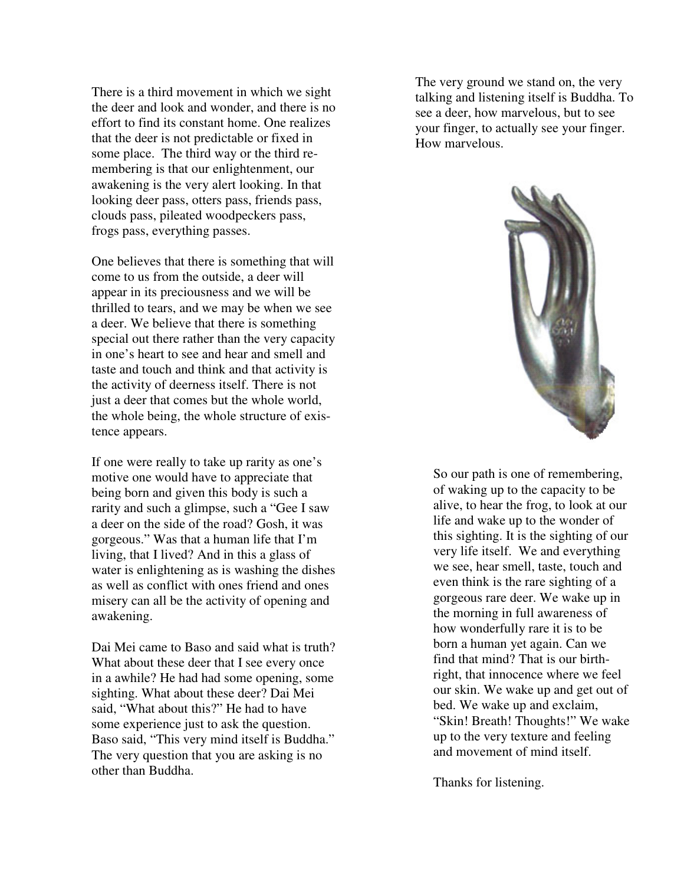There is a third movement in which we sight the deer and look and wonder, and there is no effort to find its constant home. One realizes that the deer is not predictable or fixed in some place. The third way or the third re-membering is that our enlightenment, our awakening is the very alert looking. In that looking deer pass, otters pass, friends pass, clouds pass, pileated woodpeckers pass, frogs pass, everything passes.

One believes that there is something that will come to us from the outside, a deer will appear in its preciousness and we will be thrilled to tears, and we may be when we see a deer. We believe that there is something special out there rather than the very capacity in one's heart to see and hear and smell and taste and touch and think and that activity is the activity of deerness itself. There is not just a deer that comes but the whole world, the whole being, the whole structure of existence appears.

If one were really to take up rarity as one's motive one would have to appreciate that being born and given this body is such a rarity and such a glimpse, such a "Gee I saw a deer on the side of the road? Gosh, it was gorgeous." Was that a human life that I'm living, that I lived? And in this a glass of water is enlightening as is washing the dishes as well as conflict with ones friend and ones misery can all be the activity of opening and awakening.

Dai Mei came to Baso and said what is truth? What about these deer that I see every once in a awhile? He had had some opening, some sighting. What about these deer? Dai Mei said, "What about this?" He had to have some experience just to ask the question. Baso said, "This very mind itself is Buddha." The very question that you are asking is no other than Buddha.

The very ground we stand on, the very talking and listening itself is Buddha. To see a deer, how marvelous, but to see your finger, to actually see your finger. How marvelous.

So our path is one of remembering, of waking up to the capacity to be alive, to hear the frog, to look at our life and wake up to the wonder of this sighting. It is the sighting of our very life itself. We and everything we see, hear smell, taste, touch and even think is the rare sighting of a gorgeous rare deer. We wake up in the morning in full awareness of how wonderfully rare it is to be born a human yet again. Can we find that mind? That is our birthright, that innocence where we feel our skin. We wake up and get out of bed. We wake up and exclaim, "Skin! Breath! Thoughts!" We wake up to the very texture and feeling and movement of mind itself.

Thanks for listening.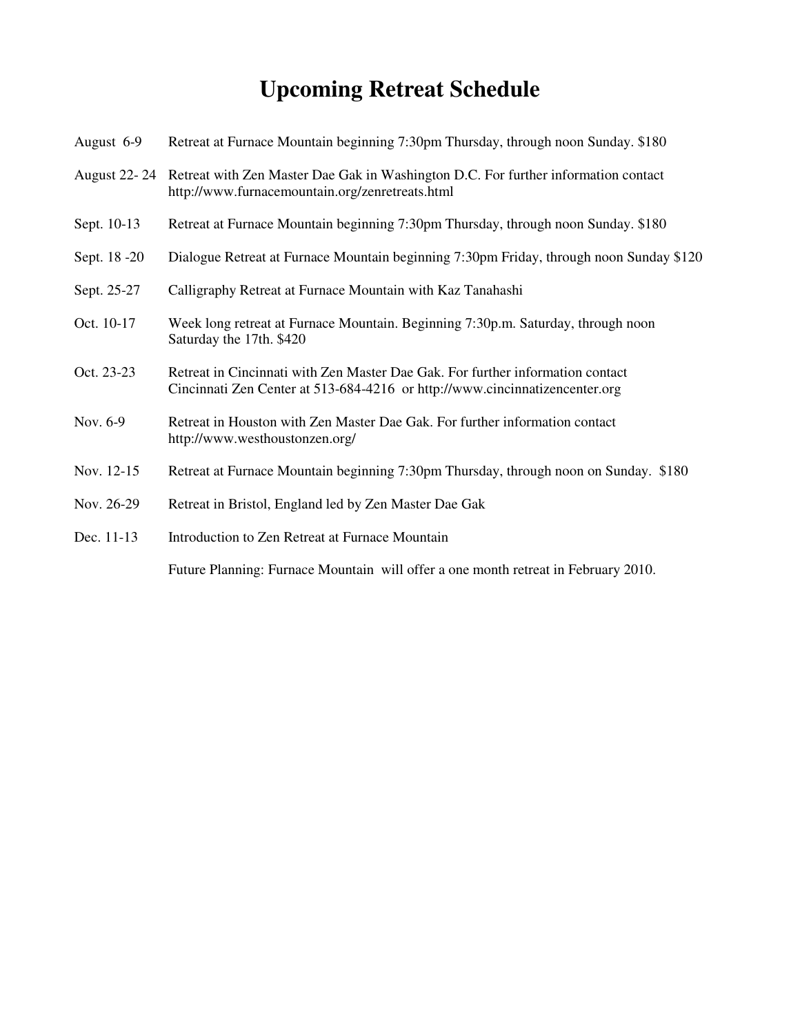# Upcoming Retreat Schedule

| | |
|---|---|
| August 6-9 | Retreat at Furnace Mountain beginning 7:30pm Thursday, through noon Sunday. $180 |
| August 22- 24 | Retreat with Zen Master Dae Gak in Washington D.C. For further information contact http://www.furnacemountain.org/zenretreats.html |
| Sept. 10-13 | Retreat at Furnace Mountain beginning 7:30pm Thursday, through noon Sunday. $180 |
| Sept. 18 -20 | Dialogue Retreat at Furnace Mountain beginning 7:30pm Friday, through noon Sunday $120 |
| Sept. 25-27 | Calligraphy Retreat at Furnace Mountain with Kaz Tanahashi |
| Oct. 10-17 | Week long retreat at Furnace Mountain. Beginning 7:30p.m. Saturday, through noon Saturday the 17th. $420 |
| Oct. 23-23 | Retreat in Cincinnati with Zen Master Dae Gak. For further information contact Cincinnati Zen Center at 513-684-4216 or http://www.cincinnatizencenter.org |
| Nov. 6-9 | Retreat in Houston with Zen Master Dae Gak. For further information contact http://www.westhoustonzen.org/ |
| Nov. 12-15 | Retreat at Furnace Mountain beginning 7:30pm Thursday, through noon on Sunday. $180 |
| Nov. 26-29 | Retreat in Bristol, England led by Zen Master Dae Gak |
| Dec. 11-13 | Introduction to Zen Retreat at Furnace Mountain |

Future Planning: Furnace Mountain will offer a one month retreat in February 2010.